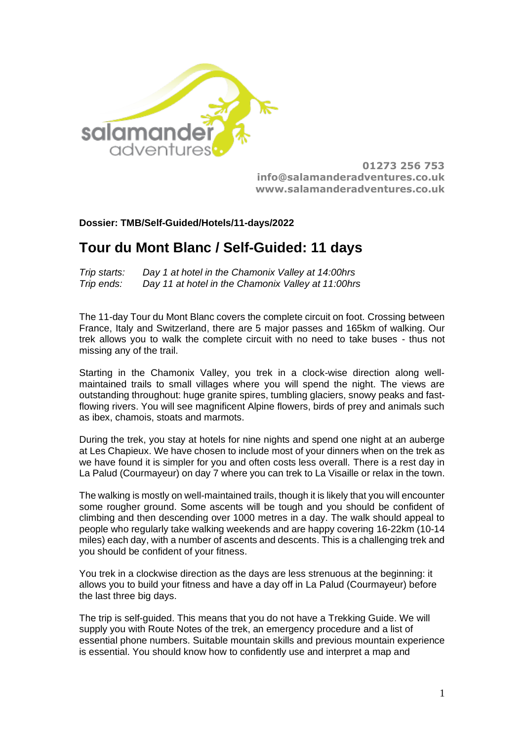01273 256 753
info@salamanderadventures.co.uk
www.salamanderadventures.co.uk

**Dossier: TMB/Self-Guided/Hotels/11-days/2022**

# Tour du Mont Blanc / Self-Guided: 11 days

*Trip starts:* *Day 1 at hotel in the Chamonix Valley at 14:00hrs*
*Trip ends:* *Day 11 at hotel in the Chamonix Valley at 11:00hrs*

The 11-day Tour du Mont Blanc covers the complete circuit on foot. Crossing between France, Italy and Switzerland, there are 5 major passes and 165km of walking. Our trek allows you to walk the complete circuit with no need to take buses - thus not missing any of the trail.

Starting in the Chamonix Valley, you trek in a clock-wise direction along well-maintained trails to small villages where you will spend the night. The views are outstanding throughout: huge granite spires, tumbling glaciers, snowy peaks and fast-flowing rivers. You will see magnificent Alpine flowers, birds of prey and animals such as ibex, chamois, stoats and marmots.

During the trek, you stay at hotels for nine nights and spend one night at an auberge at Les Chapieux. We have chosen to include most of your dinners when on the trek as we have found it is simpler for you and often costs less overall. There is a rest day in La Palud (Courmayeur) on day 7 where you can trek to La Visaille or relax in the town.

The walking is mostly on well-maintained trails, though it is likely that you will encounter some rougher ground. Some ascents will be tough and you should be confident of climbing and then descending over 1000 metres in a day. The walk should appeal to people who regularly take walking weekends and are happy covering 16-22km (10-14 miles) each day, with a number of ascents and descents. This is a challenging trek and you should be confident of your fitness.

You trek in a clockwise direction as the days are less strenuous at the beginning: it allows you to build your fitness and have a day off in La Palud (Courmayeur) before the last three big days.

The trip is self-guided. This means that you do not have a Trekking Guide. We will supply you with Route Notes of the trek, an emergency procedure and a list of essential phone numbers. Suitable mountain skills and previous mountain experience is essential. You should know how to confidently use and interpret a map and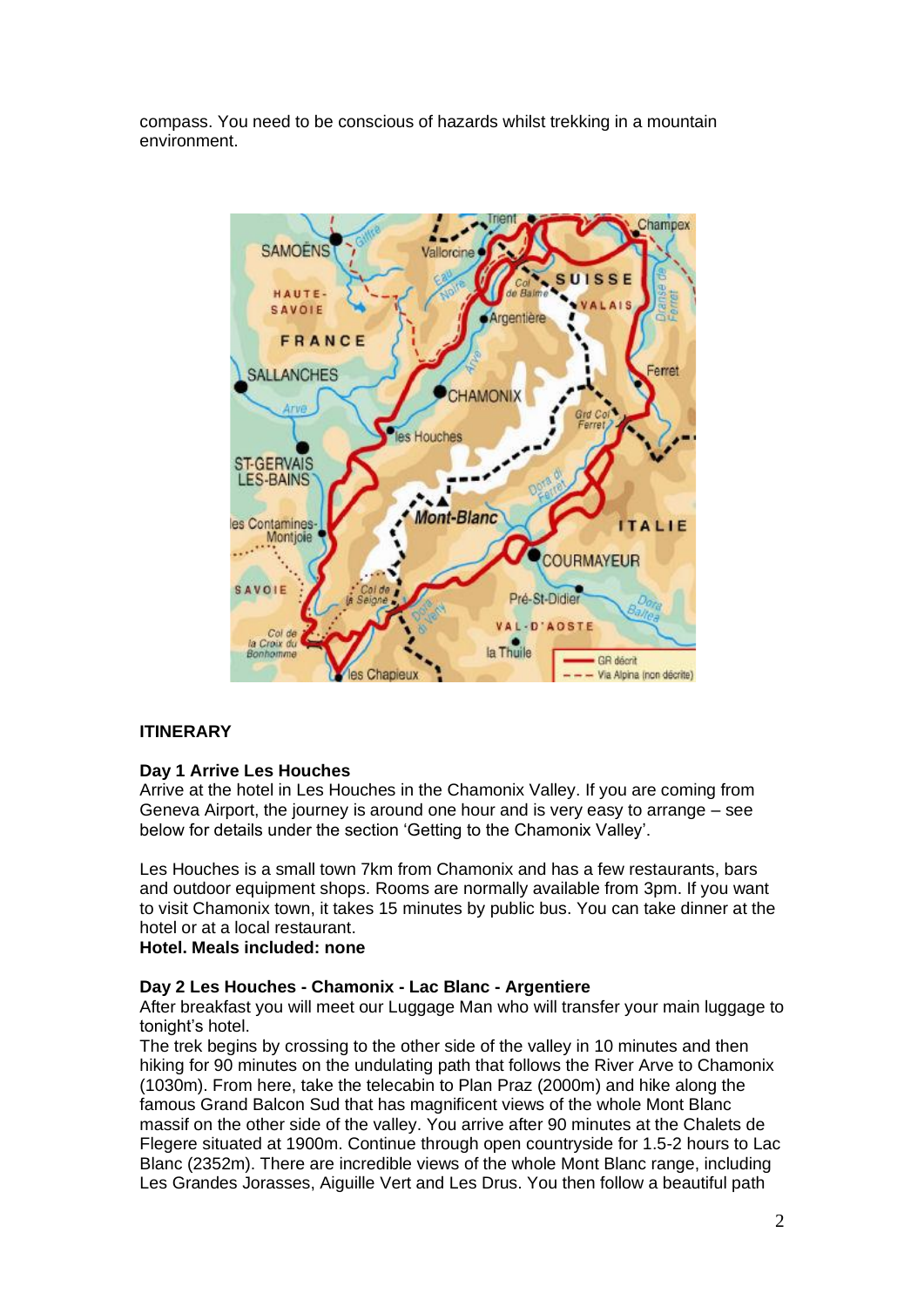compass. You need to be conscious of hazards whilst trekking in a mountain environment.

## ITINERARY

### Day 1 Arrive Les Houches

Arrive at the hotel in Les Houches in the Chamonix Valley. If you are coming from Geneva Airport, the journey is around one hour and is very easy to arrange – see below for details under the section 'Getting to the Chamonix Valley'.

Les Houches is a small town 7km from Chamonix and has a few restaurants, bars and outdoor equipment shops. Rooms are normally available from 3pm. If you want to visit Chamonix town, it takes 15 minutes by public bus. You can take dinner at the hotel or at a local restaurant.

**Hotel. Meals included: none**

### Day 2 Les Houches - Chamonix - Lac Blanc - Argentiere

After breakfast you will meet our Luggage Man who will transfer your main luggage to tonight's hotel.

The trek begins by crossing to the other side of the valley in 10 minutes and then hiking for 90 minutes on the undulating path that follows the River Arve to Chamonix (1030m). From here, take the telecabin to Plan Praz (2000m) and hike along the famous Grand Balcon Sud that has magnificent views of the whole Mont Blanc massif on the other side of the valley. You arrive after 90 minutes at the Chalets de Flegere situated at 1900m. Continue through open countryside for 1.5-2 hours to Lac Blanc (2352m). There are incredible views of the whole Mont Blanc range, including Les Grandes Jorasses, Aiguille Vert and Les Drus. You then follow a beautiful path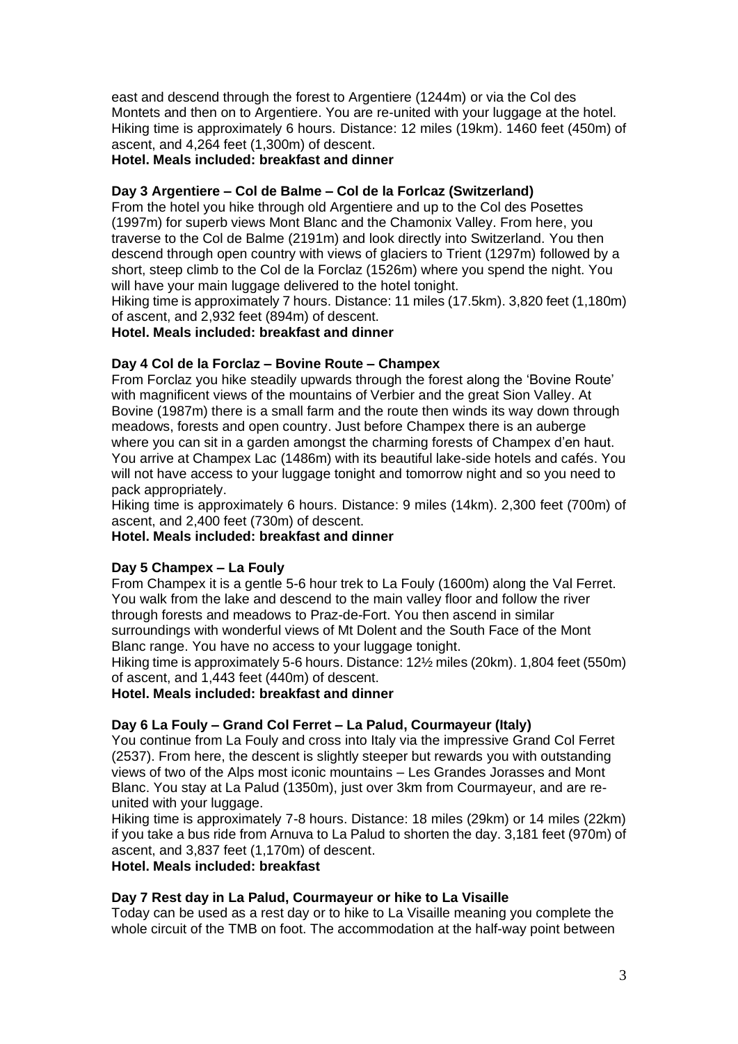east and descend through the forest to Argentiere (1244m) or via the Col des Montets and then on to Argentiere. You are re-united with your luggage at the hotel. Hiking time is approximately 6 hours. Distance: 12 miles (19km). 1460 feet (450m) of ascent, and 4,264 feet (1,300m) of descent.

**Hotel. Meals included: breakfast and dinner**

**Day 3 Argentiere – Col de Balme – Col de la Forlcaz (Switzerland)**

From the hotel you hike through old Argentiere and up to the Col des Posettes (1997m) for superb views Mont Blanc and the Chamonix Valley. From here, you traverse to the Col de Balme (2191m) and look directly into Switzerland. You then descend through open country with views of glaciers to Trient (1297m) followed by a short, steep climb to the Col de la Forclaz (1526m) where you spend the night. You will have your main luggage delivered to the hotel tonight.

Hiking time is approximately 7 hours. Distance: 11 miles (17.5km). 3,820 feet (1,180m) of ascent, and 2,932 feet (894m) of descent.

**Hotel. Meals included: breakfast and dinner**

**Day 4 Col de la Forclaz – Bovine Route – Champex**

From Forclaz you hike steadily upwards through the forest along the 'Bovine Route' with magnificent views of the mountains of Verbier and the great Sion Valley. At Bovine (1987m) there is a small farm and the route then winds its way down through meadows, forests and open country. Just before Champex there is an auberge where you can sit in a garden amongst the charming forests of Champex d'en haut. You arrive at Champex Lac (1486m) with its beautiful lake-side hotels and cafés. You will not have access to your luggage tonight and tomorrow night and so you need to pack appropriately.

Hiking time is approximately 6 hours. Distance: 9 miles (14km). 2,300 feet (700m) of ascent, and 2,400 feet (730m) of descent.

**Hotel. Meals included: breakfast and dinner**

**Day 5 Champex – La Fouly**

From Champex it is a gentle 5-6 hour trek to La Fouly (1600m) along the Val Ferret. You walk from the lake and descend to the main valley floor and follow the river through forests and meadows to Praz-de-Fort. You then ascend in similar surroundings with wonderful views of Mt Dolent and the South Face of the Mont Blanc range. You have no access to your luggage tonight.

Hiking time is approximately 5-6 hours. Distance: 12½ miles (20km). 1,804 feet (550m) of ascent, and 1,443 feet (440m) of descent.

**Hotel. Meals included: breakfast and dinner**

**Day 6 La Fouly – Grand Col Ferret – La Palud, Courmayeur (Italy)**

You continue from La Fouly and cross into Italy via the impressive Grand Col Ferret (2537). From here, the descent is slightly steeper but rewards you with outstanding views of two of the Alps most iconic mountains – Les Grandes Jorasses and Mont Blanc. You stay at La Palud (1350m), just over 3km from Courmayeur, and are re-united with your luggage.

Hiking time is approximately 7-8 hours. Distance: 18 miles (29km) or 14 miles (22km) if you take a bus ride from Arnuva to La Palud to shorten the day. 3,181 feet (970m) of ascent, and 3,837 feet (1,170m) of descent.

**Hotel. Meals included: breakfast**

**Day 7 Rest day in La Palud, Courmayeur or hike to La Visaille**

Today can be used as a rest day or to hike to La Visaille meaning you complete the whole circuit of the TMB on foot. The accommodation at the half-way point between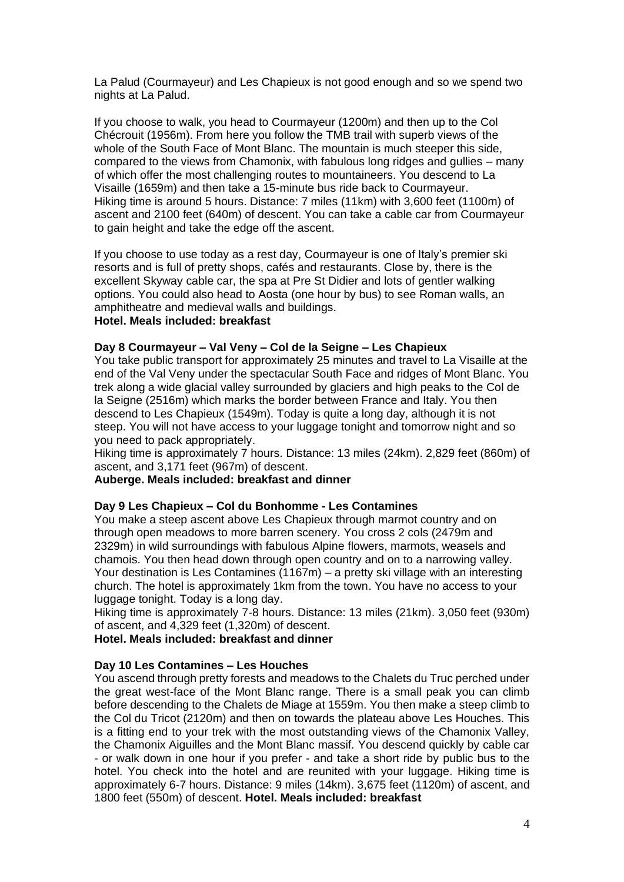La Palud (Courmayeur) and Les Chapieux is not good enough and so we spend two nights at La Palud.

If you choose to walk, you head to Courmayeur (1200m) and then up to the Col Chécrouit (1956m). From here you follow the TMB trail with superb views of the whole of the South Face of Mont Blanc. The mountain is much steeper this side, compared to the views from Chamonix, with fabulous long ridges and gullies – many of which offer the most challenging routes to mountaineers. You descend to La Visaille (1659m) and then take a 15-minute bus ride back to Courmayeur. Hiking time is around 5 hours. Distance: 7 miles (11km) with 3,600 feet (1100m) of ascent and 2100 feet (640m) of descent. You can take a cable car from Courmayeur to gain height and take the edge off the ascent.

If you choose to use today as a rest day, Courmayeur is one of Italy's premier ski resorts and is full of pretty shops, cafés and restaurants. Close by, there is the excellent Skyway cable car, the spa at Pre St Didier and lots of gentler walking options. You could also head to Aosta (one hour by bus) to see Roman walls, an amphitheatre and medieval walls and buildings.
**Hotel. Meals included: breakfast**

**Day 8 Courmayeur – Val Veny – Col de la Seigne – Les Chapieux**
You take public transport for approximately 25 minutes and travel to La Visaille at the end of the Val Veny under the spectacular South Face and ridges of Mont Blanc. You trek along a wide glacial valley surrounded by glaciers and high peaks to the Col de la Seigne (2516m) which marks the border between France and Italy. You then descend to Les Chapieux (1549m). Today is quite a long day, although it is not steep. You will not have access to your luggage tonight and tomorrow night and so you need to pack appropriately.
Hiking time is approximately 7 hours. Distance: 13 miles (24km). 2,829 feet (860m) of ascent, and 3,171 feet (967m) of descent.
**Auberge. Meals included: breakfast and dinner**

**Day 9 Les Chapieux – Col du Bonhomme - Les Contamines**
You make a steep ascent above Les Chapieux through marmot country and on through open meadows to more barren scenery. You cross 2 cols (2479m and 2329m) in wild surroundings with fabulous Alpine flowers, marmots, weasels and chamois. You then head down through open country and on to a narrowing valley. Your destination is Les Contamines (1167m) – a pretty ski village with an interesting church. The hotel is approximately 1km from the town. You have no access to your luggage tonight. Today is a long day.
Hiking time is approximately 7-8 hours. Distance: 13 miles (21km). 3,050 feet (930m) of ascent, and 4,329 feet (1,320m) of descent.
**Hotel. Meals included: breakfast and dinner**

**Day 10 Les Contamines – Les Houches**
You ascend through pretty forests and meadows to the Chalets du Truc perched under the great west-face of the Mont Blanc range. There is a small peak you can climb before descending to the Chalets de Miage at 1559m. You then make a steep climb to the Col du Tricot (2120m) and then on towards the plateau above Les Houches. This is a fitting end to your trek with the most outstanding views of the Chamonix Valley, the Chamonix Aiguilles and the Mont Blanc massif. You descend quickly by cable car - or walk down in one hour if you prefer - and take a short ride by public bus to the hotel. You check into the hotel and are reunited with your luggage. Hiking time is approximately 6-7 hours. Distance: 9 miles (14km). 3,675 feet (1120m) of ascent, and 1800 feet (550m) of descent. **Hotel. Meals included: breakfast**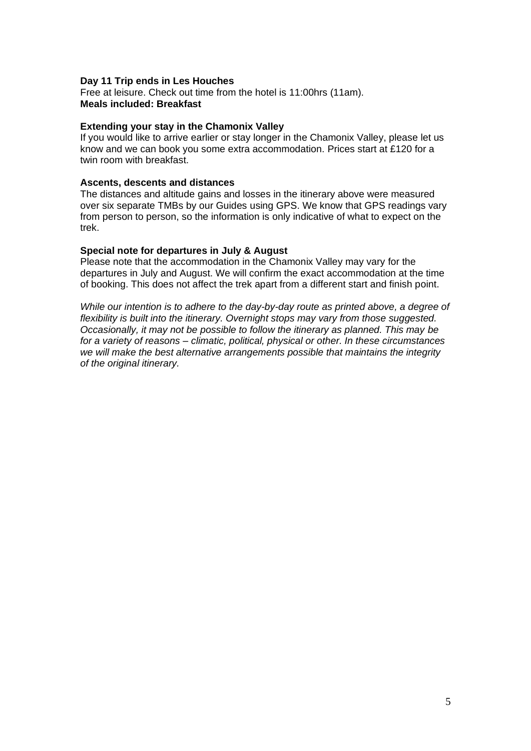**Day 11 Trip ends in Les Houches**

Free at leisure. Check out time from the hotel is 11:00hrs (11am).
**Meals included: Breakfast**

**Extending your stay in the Chamonix Valley**

If you would like to arrive earlier or stay longer in the Chamonix Valley, please let us know and we can book you some extra accommodation. Prices start at £120 for a twin room with breakfast.

**Ascents, descents and distances**

The distances and altitude gains and losses in the itinerary above were measured over six separate TMBs by our Guides using GPS. We know that GPS readings vary from person to person, so the information is only indicative of what to expect on the trek.

**Special note for departures in July & August**

Please note that the accommodation in the Chamonix Valley may vary for the departures in July and August. We will confirm the exact accommodation at the time of booking. This does not affect the trek apart from a different start and finish point.

*While our intention is to adhere to the day-by-day route as printed above, a degree of flexibility is built into the itinerary. Overnight stops may vary from those suggested. Occasionally, it may not be possible to follow the itinerary as planned. This may be for a variety of reasons – climatic, political, physical or other. In these circumstances we will make the best alternative arrangements possible that maintains the integrity of the original itinerary.*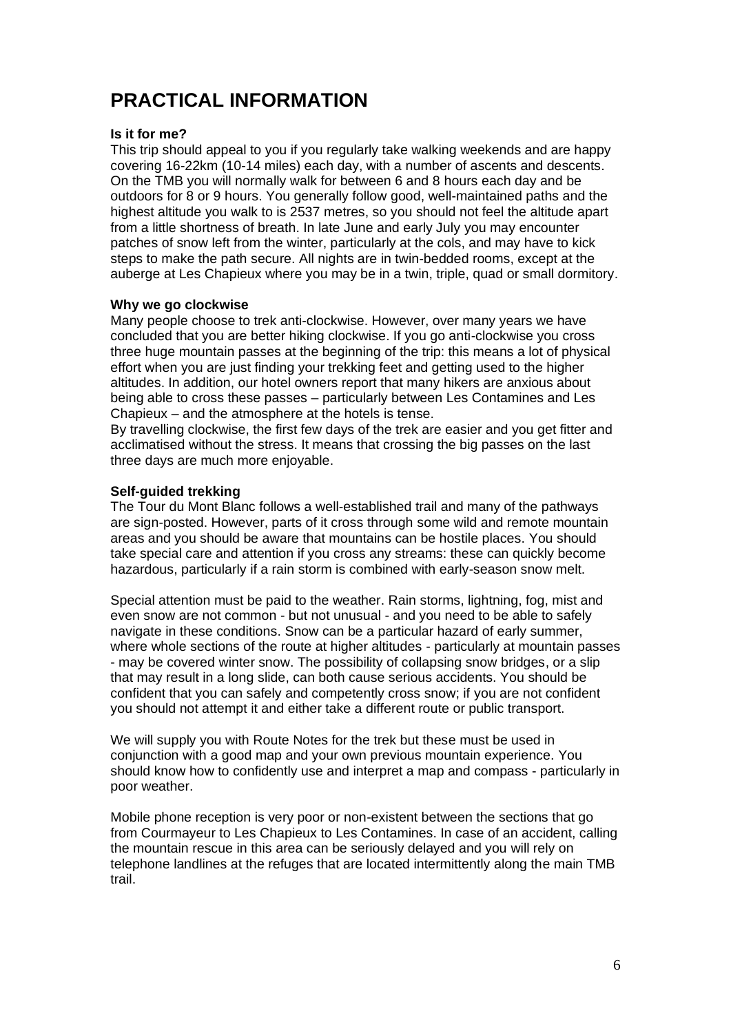# PRACTICAL INFORMATION

**Is it for me?**

This trip should appeal to you if you regularly take walking weekends and are happy covering 16-22km (10-14 miles) each day, with a number of ascents and descents. On the TMB you will normally walk for between 6 and 8 hours each day and be outdoors for 8 or 9 hours. You generally follow good, well-maintained paths and the highest altitude you walk to is 2537 metres, so you should not feel the altitude apart from a little shortness of breath. In late June and early July you may encounter patches of snow left from the winter, particularly at the cols, and may have to kick steps to make the path secure. All nights are in twin-bedded rooms, except at the auberge at Les Chapieux where you may be in a twin, triple, quad or small dormitory.

**Why we go clockwise**

Many people choose to trek anti-clockwise. However, over many years we have concluded that you are better hiking clockwise. If you go anti-clockwise you cross three huge mountain passes at the beginning of the trip: this means a lot of physical effort when you are just finding your trekking feet and getting used to the higher altitudes. In addition, our hotel owners report that many hikers are anxious about being able to cross these passes – particularly between Les Contamines and Les Chapieux – and the atmosphere at the hotels is tense.

By travelling clockwise, the first few days of the trek are easier and you get fitter and acclimatised without the stress. It means that crossing the big passes on the last three days are much more enjoyable.

**Self-guided trekking**

The Tour du Mont Blanc follows a well-established trail and many of the pathways are sign-posted. However, parts of it cross through some wild and remote mountain areas and you should be aware that mountains can be hostile places. You should take special care and attention if you cross any streams: these can quickly become hazardous, particularly if a rain storm is combined with early-season snow melt.

Special attention must be paid to the weather. Rain storms, lightning, fog, mist and even snow are not common - but not unusual - and you need to be able to safely navigate in these conditions. Snow can be a particular hazard of early summer, where whole sections of the route at higher altitudes - particularly at mountain passes - may be covered winter snow. The possibility of collapsing snow bridges, or a slip that may result in a long slide, can both cause serious accidents. You should be confident that you can safely and competently cross snow; if you are not confident you should not attempt it and either take a different route or public transport.

We will supply you with Route Notes for the trek but these must be used in conjunction with a good map and your own previous mountain experience. You should know how to confidently use and interpret a map and compass - particularly in poor weather.

Mobile phone reception is very poor or non-existent between the sections that go from Courmayeur to Les Chapieux to Les Contamines. In case of an accident, calling the mountain rescue in this area can be seriously delayed and you will rely on telephone landlines at the refuges that are located intermittently along the main TMB trail.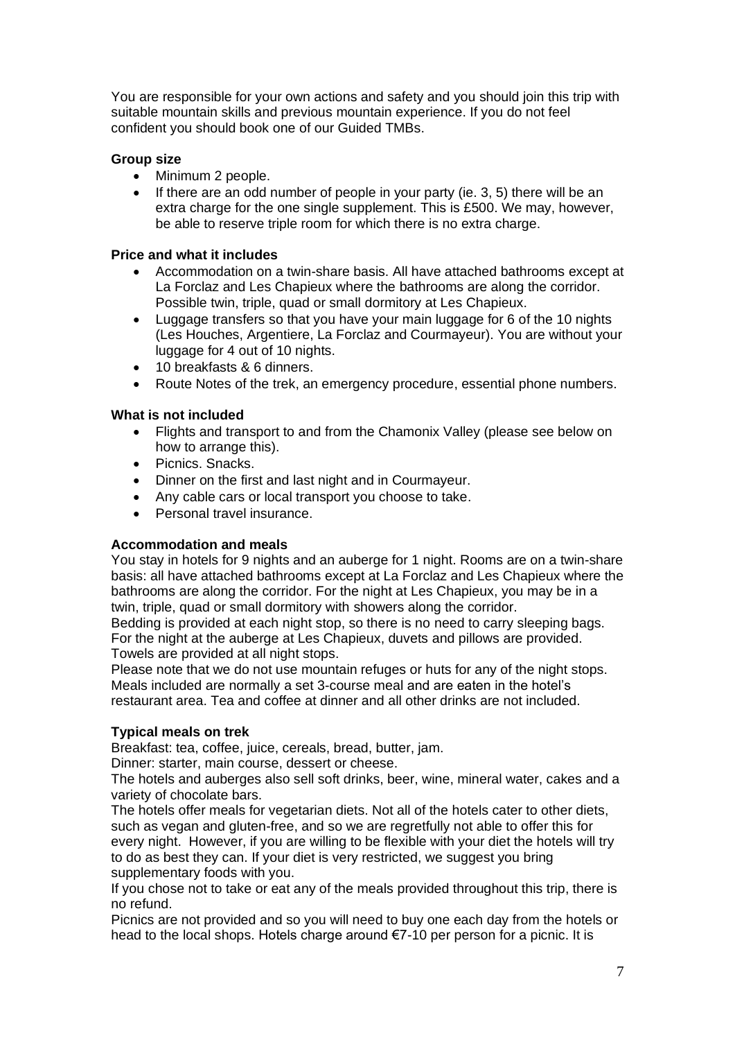You are responsible for your own actions and safety and you should join this trip with suitable mountain skills and previous mountain experience. If you do not feel confident you should book one of our Guided TMBs.

**Group size**

- Minimum 2 people.
- If there are an odd number of people in your party (ie. 3, 5) there will be an extra charge for the one single supplement. This is £500. We may, however, be able to reserve triple room for which there is no extra charge.

**Price and what it includes**

- Accommodation on a twin-share basis. All have attached bathrooms except at La Forclaz and Les Chapieux where the bathrooms are along the corridor. Possible twin, triple, quad or small dormitory at Les Chapieux.
- Luggage transfers so that you have your main luggage for 6 of the 10 nights (Les Houches, Argentiere, La Forclaz and Courmayeur). You are without your luggage for 4 out of 10 nights.
- 10 breakfasts & 6 dinners.
- Route Notes of the trek, an emergency procedure, essential phone numbers.

**What is not included**

- Flights and transport to and from the Chamonix Valley (please see below on how to arrange this).
- Picnics. Snacks.
- Dinner on the first and last night and in Courmayeur.
- Any cable cars or local transport you choose to take.
- Personal travel insurance.

**Accommodation and meals**

You stay in hotels for 9 nights and an auberge for 1 night. Rooms are on a twin-share basis: all have attached bathrooms except at La Forclaz and Les Chapieux where the bathrooms are along the corridor. For the night at Les Chapieux, you may be in a twin, triple, quad or small dormitory with showers along the corridor.

Bedding is provided at each night stop, so there is no need to carry sleeping bags. For the night at the auberge at Les Chapieux, duvets and pillows are provided. Towels are provided at all night stops.

Please note that we do not use mountain refuges or huts for any of the night stops. Meals included are normally a set 3-course meal and are eaten in the hotel's restaurant area. Tea and coffee at dinner and all other drinks are not included.

**Typical meals on trek**

Breakfast: tea, coffee, juice, cereals, bread, butter, jam.

Dinner: starter, main course, dessert or cheese.

The hotels and auberges also sell soft drinks, beer, wine, mineral water, cakes and a variety of chocolate bars.

The hotels offer meals for vegetarian diets. Not all of the hotels cater to other diets, such as vegan and gluten-free, and so we are regretfully not able to offer this for every night. However, if you are willing to be flexible with your diet the hotels will try to do as best they can. If your diet is very restricted, we suggest you bring supplementary foods with you.

If you chose not to take or eat any of the meals provided throughout this trip, there is no refund.

Picnics are not provided and so you will need to buy one each day from the hotels or head to the local shops. Hotels charge around €7-10 per person for a picnic. It is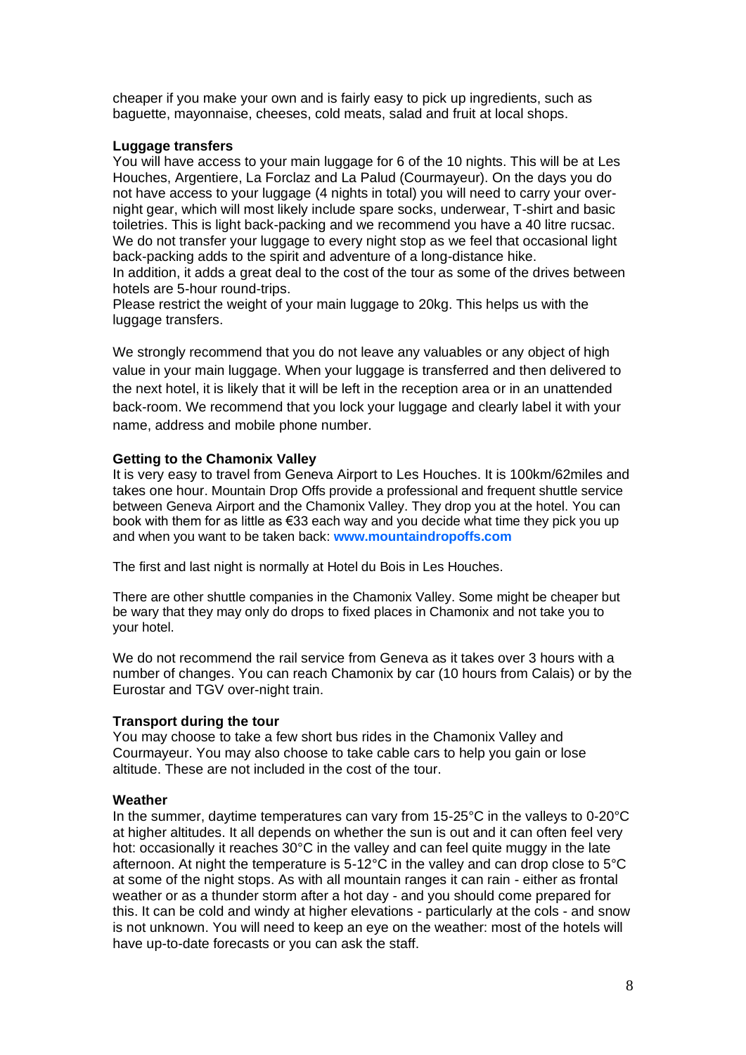cheaper if you make your own and is fairly easy to pick up ingredients, such as baguette, mayonnaise, cheeses, cold meats, salad and fruit at local shops.

**Luggage transfers**

You will have access to your main luggage for 6 of the 10 nights. This will be at Les Houches, Argentiere, La Forclaz and La Palud (Courmayeur). On the days you do not have access to your luggage (4 nights in total) you will need to carry your over-night gear, which will most likely include spare socks, underwear, T-shirt and basic toiletries. This is light back-packing and we recommend you have a 40 litre rucsac. We do not transfer your luggage to every night stop as we feel that occasional light back-packing adds to the spirit and adventure of a long-distance hike.

In addition, it adds a great deal to the cost of the tour as some of the drives between hotels are 5-hour round-trips.

Please restrict the weight of your main luggage to 20kg. This helps us with the luggage transfers.

We strongly recommend that you do not leave any valuables or any object of high value in your main luggage. When your luggage is transferred and then delivered to the next hotel, it is likely that it will be left in the reception area or in an unattended back-room. We recommend that you lock your luggage and clearly label it with your name, address and mobile phone number.

**Getting to the Chamonix Valley**

It is very easy to travel from Geneva Airport to Les Houches. It is 100km/62miles and takes one hour. Mountain Drop Offs provide a professional and frequent shuttle service between Geneva Airport and the Chamonix Valley. They drop you at the hotel. You can book with them for as little as €33 each way and you decide what time they pick you up and when you want to be taken back: **www.mountaindropoffs.com**

The first and last night is normally at Hotel du Bois in Les Houches.

There are other shuttle companies in the Chamonix Valley. Some might be cheaper but be wary that they may only do drops to fixed places in Chamonix and not take you to your hotel.

We do not recommend the rail service from Geneva as it takes over 3 hours with a number of changes. You can reach Chamonix by car (10 hours from Calais) or by the Eurostar and TGV over-night train.

**Transport during the tour**

You may choose to take a few short bus rides in the Chamonix Valley and Courmayeur. You may also choose to take cable cars to help you gain or lose altitude. These are not included in the cost of the tour.

**Weather**

In the summer, daytime temperatures can vary from 15-25°C in the valleys to 0-20°C at higher altitudes. It all depends on whether the sun is out and it can often feel very hot: occasionally it reaches 30°C in the valley and can feel quite muggy in the late afternoon. At night the temperature is 5-12°C in the valley and can drop close to 5°C at some of the night stops. As with all mountain ranges it can rain - either as frontal weather or as a thunder storm after a hot day - and you should come prepared for this. It can be cold and windy at higher elevations - particularly at the cols - and snow is not unknown. You will need to keep an eye on the weather: most of the hotels will have up-to-date forecasts or you can ask the staff.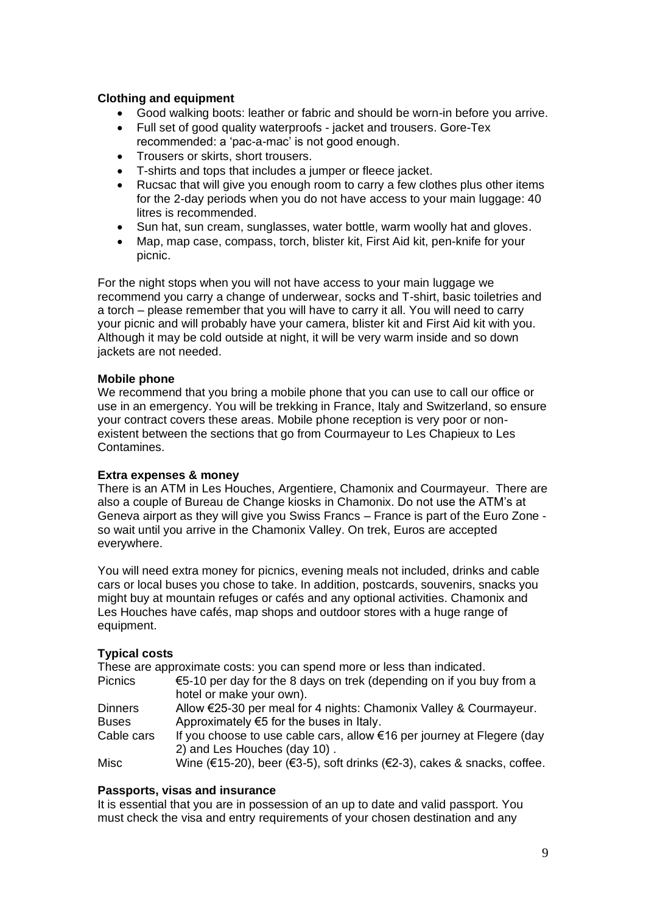**Clothing and equipment**

- Good walking boots: leather or fabric and should be worn-in before you arrive.
- Full set of good quality waterproofs - jacket and trousers. Gore-Tex recommended: a 'pac-a-mac' is not good enough.
- Trousers or skirts, short trousers.
- T-shirts and tops that includes a jumper or fleece jacket.
- Rucsac that will give you enough room to carry a few clothes plus other items for the 2-day periods when you do not have access to your main luggage: 40 litres is recommended.
- Sun hat, sun cream, sunglasses, water bottle, warm woolly hat and gloves.
- Map, map case, compass, torch, blister kit, First Aid kit, pen-knife for your picnic.

For the night stops when you will not have access to your main luggage we recommend you carry a change of underwear, socks and T-shirt, basic toiletries and a torch – please remember that you will have to carry it all. You will need to carry your picnic and will probably have your camera, blister kit and First Aid kit with you. Although it may be cold outside at night, it will be very warm inside and so down jackets are not needed.

**Mobile phone**

We recommend that you bring a mobile phone that you can use to call our office or use in an emergency. You will be trekking in France, Italy and Switzerland, so ensure your contract covers these areas. Mobile phone reception is very poor or non-existent between the sections that go from Courmayeur to Les Chapieux to Les Contamines.

**Extra expenses & money**

There is an ATM in Les Houches, Argentiere, Chamonix and Courmayeur. There are also a couple of Bureau de Change kiosks in Chamonix. Do not use the ATM's at Geneva airport as they will give you Swiss Francs – France is part of the Euro Zone - so wait until you arrive in the Chamonix Valley. On trek, Euros are accepted everywhere.

You will need extra money for picnics, evening meals not included, drinks and cable cars or local buses you chose to take. In addition, postcards, souvenirs, snacks you might buy at mountain refuges or cafés and any optional activities. Chamonix and Les Houches have cafés, map shops and outdoor stores with a huge range of equipment.

**Typical costs**

These are approximate costs: you can spend more or less than indicated.

| | |
|---|---|
| Picnics | €5-10 per day for the 8 days on trek (depending on if you buy from a hotel or make your own). |
| Dinners | Allow €25-30 per meal for 4 nights: Chamonix Valley & Courmayeur. |
| Buses | Approximately €5 for the buses in Italy. |
| Cable cars | If you choose to use cable cars, allow €16 per journey at Flegere (day 2) and Les Houches (day 10) . |
| Misc | Wine (€15-20), beer (€3-5), soft drinks (€2-3), cakes & snacks, coffee. |

**Passports, visas and insurance**

It is essential that you are in possession of an up to date and valid passport. You must check the visa and entry requirements of your chosen destination and any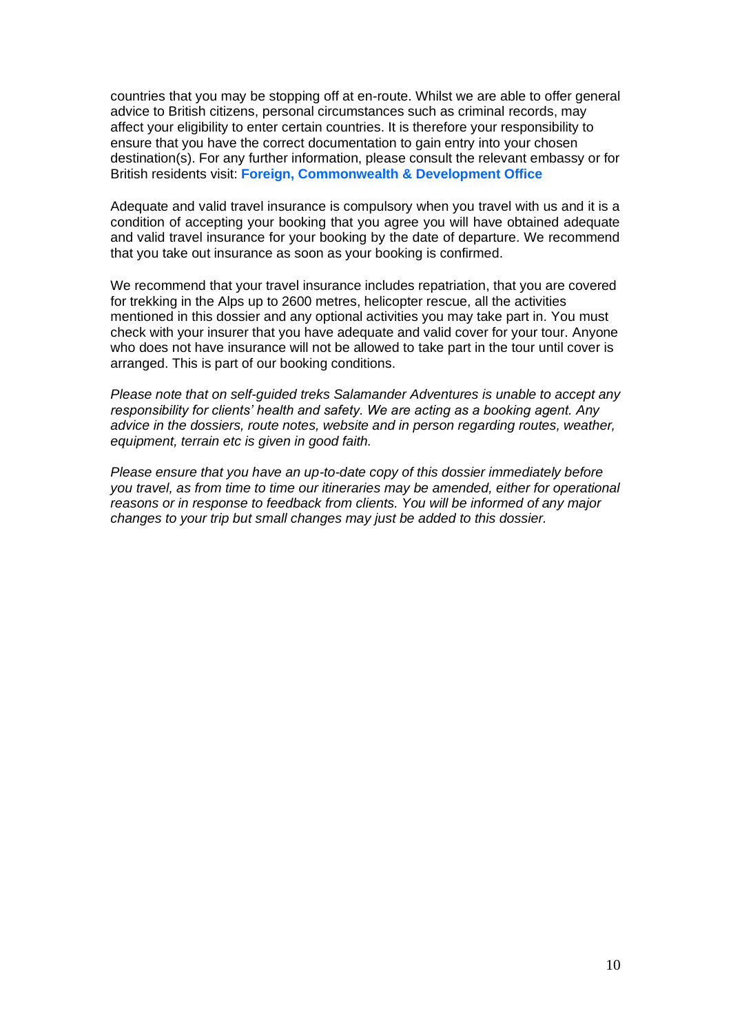countries that you may be stopping off at en-route. Whilst we are able to offer general advice to British citizens, personal circumstances such as criminal records, may affect your eligibility to enter certain countries. It is therefore your responsibility to ensure that you have the correct documentation to gain entry into your chosen destination(s). For any further information, please consult the relevant embassy or for British residents visit: **Foreign, Commonwealth & Development Office**

Adequate and valid travel insurance is compulsory when you travel with us and it is a condition of accepting your booking that you agree you will have obtained adequate and valid travel insurance for your booking by the date of departure. We recommend that you take out insurance as soon as your booking is confirmed.

We recommend that your travel insurance includes repatriation, that you are covered for trekking in the Alps up to 2600 metres, helicopter rescue, all the activities mentioned in this dossier and any optional activities you may take part in. You must check with your insurer that you have adequate and valid cover for your tour. Anyone who does not have insurance will not be allowed to take part in the tour until cover is arranged. This is part of our booking conditions.

*Please note that on self-guided treks Salamander Adventures is unable to accept any responsibility for clients' health and safety. We are acting as a booking agent. Any advice in the dossiers, route notes, website and in person regarding routes, weather, equipment, terrain etc is given in good faith.*

*Please ensure that you have an up-to-date copy of this dossier immediately before you travel, as from time to time our itineraries may be amended, either for operational reasons or in response to feedback from clients. You will be informed of any major changes to your trip but small changes may just be added to this dossier.*